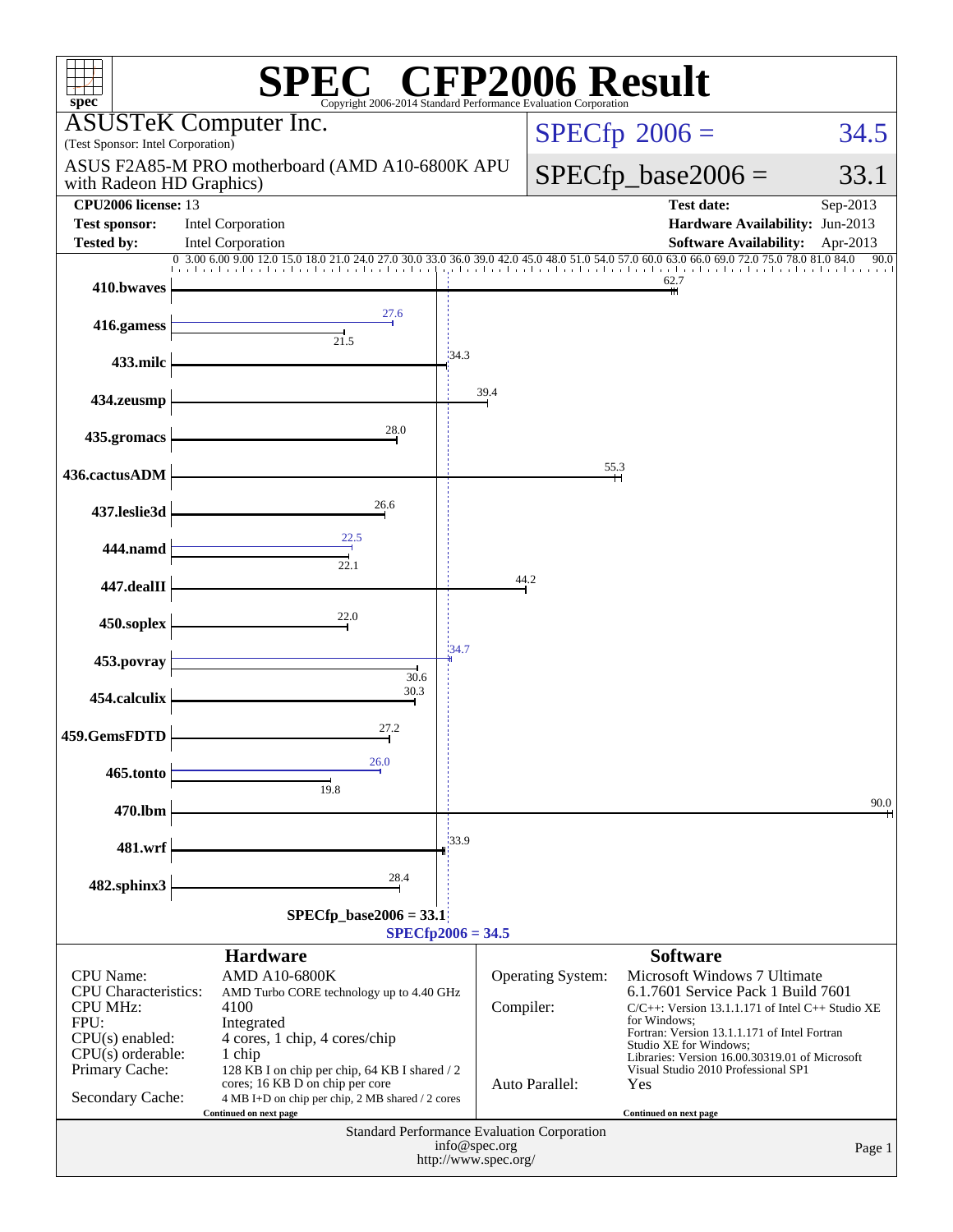# SPEC CFP2006 Result

Copyright 2006-2014 Standard Performance Evaluation Corporation

**ASUSTeK Computer Inc.**
(Test Sponsor: Intel Corporation)

ASUS F2A85-M PRO motherboard (AMD A10-6800K APU with Radeon HD Graphics)

SPECfp 2006 = 34.5

SPECfp_base2006 = 33.1

| | | | |
|---|---|---|---|
| **CPU2006 license:** | 13 | **Test date:** | Sep-2013 |
| **Test sponsor:** | Intel Corporation | **Hardware Availability:** | Jun-2013 |
| **Tested by:** | Intel Corporation | **Software Availability:** | Apr-2013 |

| Benchmark | Peak | Base |
|---|---|---|
| 410.bwaves | | 62.7 |
| 416.gamess | 27.6 | 21.5 |
| 433.milc | | 34.3 |
| 434.zeusmp | | 39.4 |
| 435.gromacs | | 28.0 |
| 436.cactusADM | | 55.3 |
| 437.leslie3d | | 26.6 |
| 444.namd | 22.5 | 22.1 |
| 447.dealII | | 44.2 |
| 450.soplex | | 22.0 |
| 453.povray | 34.7 | 30.6 |
| 454.calculix | | 30.3 |
| 459.GemsFDTD | | 27.2 |
| 465.tonto | 26.0 | 19.8 |
| 470.lbm | | 90.0 |
| 481.wrf | | 33.9 |
| 482.sphinx3 | | 28.4 |

SPECfp_base2006 = 33.1

SPECfp2006 = 34.5

## Hardware

| | |
|---|---|
| CPU Name: | AMD A10-6800K |
| CPU Characteristics: | AMD Turbo CORE technology up to 4.40 GHz |
| CPU MHz: | 4100 |
| FPU: | Integrated |
| CPU(s) enabled: | 4 cores, 1 chip, 4 cores/chip |
| CPU(s) orderable: | 1 chip |
| Primary Cache: | 128 KB I on chip per chip, 64 KB I shared / 2 cores; 16 KB D on chip per core |
| Secondary Cache: | 4 MB I+D on chip per chip, 2 MB shared / 2 cores |

Continued on next page

## Software

| | |
|---|---|
| Operating System: | Microsoft Windows 7 Ultimate 6.1.7601 Service Pack 1 Build 7601 |
| Compiler: | C/C++: Version 13.1.1.171 of Intel C++ Studio XE for Windows; Fortran: Version 13.1.1.171 of Intel Fortran Studio XE for Windows; Libraries: Version 16.00.30319.01 of Microsoft Visual Studio 2010 Professional SP1 |
| Auto Parallel: | Yes |

Continued on next page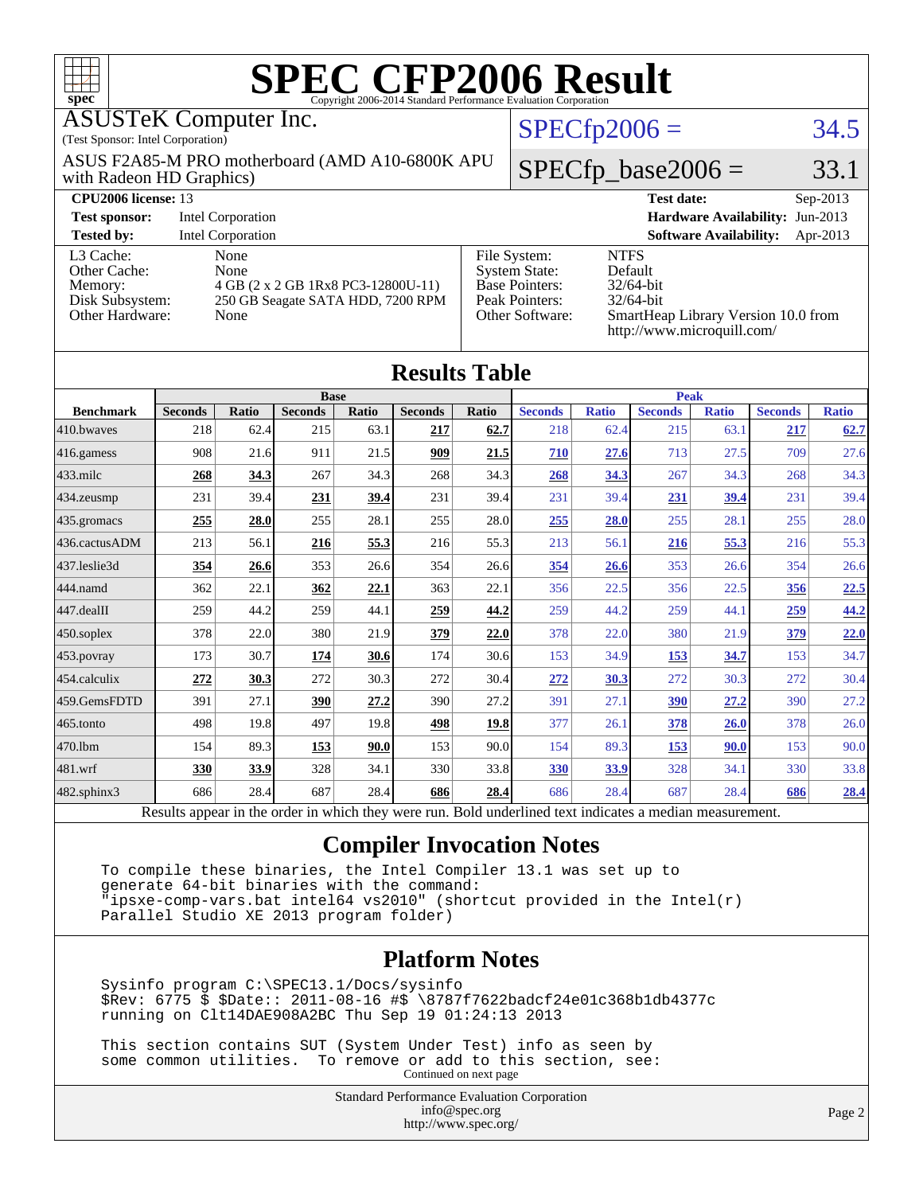# SPEC CFP2006 Result

Copyright 2006-2014 Standard Performance Evaluation Corporation

**ASUSTeK Computer Inc.**
(Test Sponsor: Intel Corporation)

ASUS F2A85-M PRO motherboard (AMD A10-6800K APU with Radeon HD Graphics)

SPECfp2006 = 34.5

SPECfp_base2006 = 33.1

| | | | |
|---|---|---|---|
| **CPU2006 license:** 13 | | **Test date:** | Sep-2013 |
| **Test sponsor:** | Intel Corporation | **Hardware Availability:** | Jun-2013 |
| **Tested by:** | Intel Corporation | **Software Availability:** | Apr-2013 |

| | |
|---|---|
| L3 Cache: | None |
| Other Cache: | None |
| Memory: | 4 GB (2 x 2 GB 1Rx8 PC3-12800U-11) |
| Disk Subsystem: | 250 GB Seagate SATA HDD, 7200 RPM |
| Other Hardware: | None |

| | |
|---|---|
| File System: | NTFS |
| System State: | Default |
| Base Pointers: | 32/64-bit |
| Peak Pointers: | 32/64-bit |
| Other Software: | SmartHeap Library Version 10.0 from http://www.microquill.com/ |

## Results Table

| Benchmark | Base | | | | | | Peak | | | | | |
|---|---|---|---|---|---|---|---|---|---|---|---|---|
| | Seconds | Ratio | Seconds | Ratio | Seconds | Ratio | Seconds | Ratio | Seconds | Ratio | Seconds | Ratio |
| 410.bwaves | 218 | 62.4 | 215 | 63.1 | **217** | **62.7** | 218 | 62.4 | 215 | 63.1 | **217** | **62.7** |
| 416.gamess | 908 | 21.6 | 911 | 21.5 | **909** | **21.5** | **710** | **27.6** | 713 | 27.5 | 709 | 27.6 |
| 433.milc | **268** | **34.3** | 267 | 34.3 | 268 | 34.3 | **268** | **34.3** | 267 | 34.3 | 268 | 34.3 |
| 434.zeusmp | 231 | 39.4 | **231** | **39.4** | 231 | 39.4 | 231 | 39.4 | **231** | **39.4** | 231 | 39.4 |
| 435.gromacs | **255** | **28.0** | 255 | 28.1 | 255 | 28.0 | **255** | **28.0** | 255 | 28.1 | 255 | 28.0 |
| 436.cactusADM | 213 | 56.1 | **216** | **55.3** | 216 | 55.3 | 213 | 56.1 | **216** | **55.3** | 216 | 55.3 |
| 437.leslie3d | **354** | **26.6** | 353 | 26.6 | 354 | 26.6 | **354** | **26.6** | 353 | 26.6 | 354 | 26.6 |
| 444.namd | 362 | 22.1 | **362** | **22.1** | 363 | 22.1 | 356 | 22.5 | 356 | 22.5 | **356** | **22.5** |
| 447.dealII | 259 | 44.2 | 259 | 44.1 | **259** | **44.2** | 259 | 44.2 | 259 | 44.1 | **259** | **44.2** |
| 450.soplex | 378 | 22.0 | 380 | 21.9 | **379** | **22.0** | 378 | 22.0 | 380 | 21.9 | **379** | **22.0** |
| 453.povray | 173 | 30.7 | **174** | **30.6** | 174 | 30.6 | 153 | 34.9 | **153** | **34.7** | 153 | 34.7 |
| 454.calculix | **272** | **30.3** | 272 | 30.3 | 272 | 30.4 | **272** | **30.3** | 272 | 30.3 | 272 | 30.4 |
| 459.GemsFDTD | 391 | 27.1 | **390** | **27.2** | 390 | 27.2 | 391 | 27.1 | **390** | **27.2** | 390 | 27.2 |
| 465.tonto | 498 | 19.8 | 497 | 19.8 | **498** | **19.8** | 377 | 26.1 | **378** | **26.0** | 378 | 26.0 |
| 470.lbm | 154 | 89.3 | **153** | **90.0** | 153 | 90.0 | 154 | 89.3 | **153** | **90.0** | 153 | 90.0 |
| 481.wrf | **330** | **33.9** | 328 | 34.1 | 330 | 33.8 | **330** | **33.9** | 328 | 34.1 | 330 | 33.8 |
| 482.sphinx3 | 686 | 28.4 | 687 | 28.4 | **686** | **28.4** | 686 | 28.4 | 687 | 28.4 | **686** | **28.4** |

Results appear in the order in which they were run. Bold underlined text indicates a median measurement.

## Compiler Invocation Notes

```
To compile these binaries, the Intel Compiler 13.1 was set up to
generate 64-bit binaries with the command:
"ipsxe-comp-vars.bat intel64 vs2010" (shortcut provided in the Intel(r)
Parallel Studio XE 2013 program folder)
```

## Platform Notes

```
Sysinfo program C:\SPEC13.1/Docs/sysinfo
$Rev: 6775 $ $Date:: 2011-08-16 #$ \8787f7622badcf24e01c368b1db4377c
running on Clt14DAE908A2BC Thu Sep 19 01:24:13 2013

This section contains SUT (System Under Test) info as seen by
some common utilities.  To remove or add to this section, see:
```

Continued on next page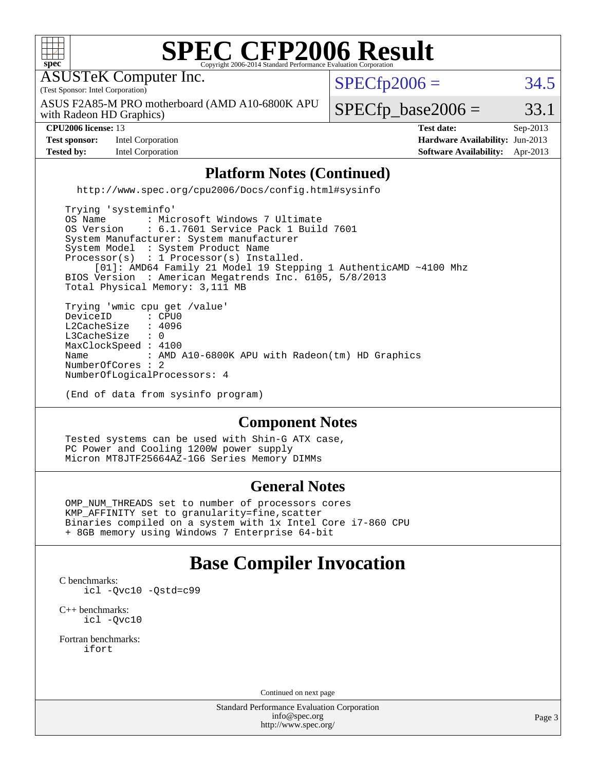# SPEC CFP2006 Result

Copyright 2006-2014 Standard Performance Evaluation Corporation

ASUSTeK Computer Inc.
(Test Sponsor: Intel Corporation)

ASUS F2A85-M PRO motherboard (AMD A10-6800K APU with Radeon HD Graphics)

SPECfp2006 = 34.5

SPECfp_base2006 = 33.1

| | | | |
|---|---|---|---|
| **CPU2006 license:** | 13 | **Test date:** | Sep-2013 |
| **Test sponsor:** | Intel Corporation | **Hardware Availability:** | Jun-2013 |
| **Tested by:** | Intel Corporation | **Software Availability:** | Apr-2013 |

## Platform Notes (Continued)

```
  http://www.spec.org/cpu2006/Docs/config.html#sysinfo

Trying 'systeminfo'
OS Name       : Microsoft Windows 7 Ultimate
OS Version    : 6.1.7601 Service Pack 1 Build 7601
System Manufacturer: System manufacturer
System Model  : System Product Name
Processor(s)  : 1 Processor(s) Installed.
     [01]: AMD64 Family 21 Model 19 Stepping 1 AuthenticAMD ~4100 Mhz
BIOS Version  : American Megatrends Inc. 6105, 5/8/2013
Total Physical Memory: 3,111 MB

Trying 'wmic cpu get /value'
DeviceID      : CPU0
L2CacheSize   : 4096
L3CacheSize   : 0
MaxClockSpeed : 4100
Name          : AMD A10-6800K APU with Radeon(tm) HD Graphics
NumberOfCores : 2
NumberOfLogicalProcessors: 4

(End of data from sysinfo program)
```

## Component Notes

```
Tested systems can be used with Shin-G ATX case,
PC Power and Cooling 1200W power supply
Micron MT8JTF25664AZ-1G6 Series Memory DIMMs
```

## General Notes

```
OMP_NUM_THREADS set to number of processors cores
KMP_AFFINITY set to granularity=fine,scatter
Binaries compiled on a system with 1x Intel Core i7-860 CPU
+ 8GB memory using Windows 7 Enterprise 64-bit
```

# Base Compiler Invocation

C benchmarks:
```
icl -Qvc10 -Qstd=c99
```

C++ benchmarks:
```
icl -Qvc10
```

Fortran benchmarks:
```
ifort
```

Continued on next page

Standard Performance Evaluation Corporation
info@spec.org
http://www.spec.org/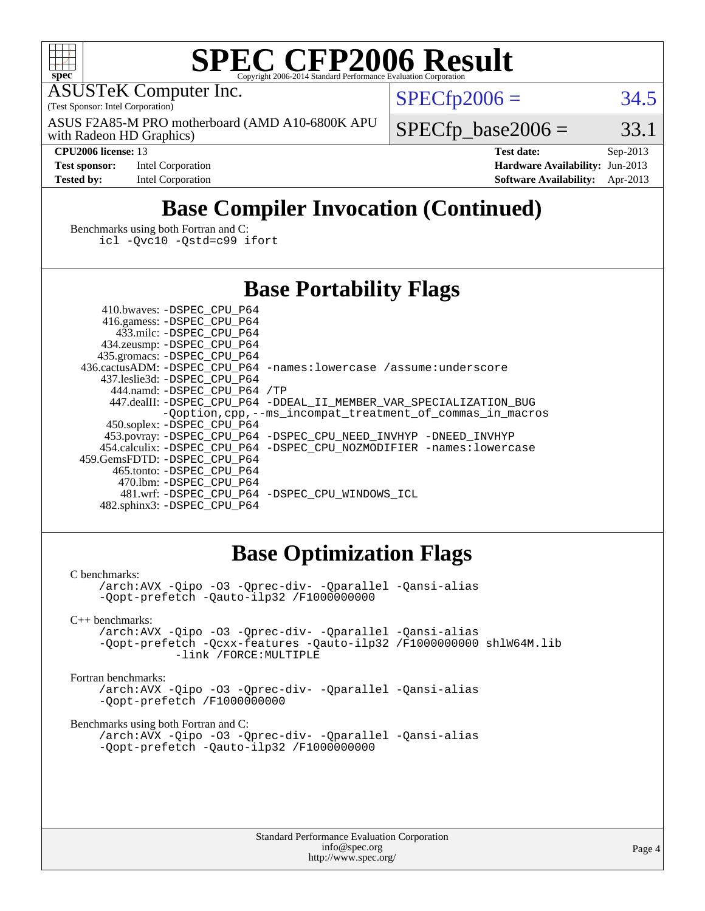# SPEC CFP2006 Result

ASUSTeK Computer Inc.
(Test Sponsor: Intel Corporation)

ASUS F2A85-M PRO motherboard (AMD A10-6800K APU with Radeon HD Graphics)

SPECfp2006 = 34.5

SPECfp_base2006 = 33.1

| | | | |
|---|---|---|---|
| **CPU2006 license:** 13 | | **Test date:** | Sep-2013 |
| **Test sponsor:** | Intel Corporation | **Hardware Availability:** | Jun-2013 |
| **Tested by:** | Intel Corporation | **Software Availability:** | Apr-2013 |

## Base Compiler Invocation (Continued)

Benchmarks using both Fortran and C:

```
icl -Qvc10 -Qstd=c99 ifort
```

## Base Portability Flags

```
     410.bwaves: -DSPEC_CPU_P64
     416.gamess: -DSPEC_CPU_P64
       433.milc: -DSPEC_CPU_P64
     434.zeusmp: -DSPEC_CPU_P64
    435.gromacs: -DSPEC_CPU_P64
 436.cactusADM: -DSPEC_CPU_P64 -names:lowercase /assume:underscore
   437.leslie3d: -DSPEC_CPU_P64
      444.namd: -DSPEC_CPU_P64 /TP
    447.dealII: -DSPEC_CPU_P64 -DDEAL_II_MEMBER_VAR_SPECIALIZATION_BUG
                -Qoption,cpp,--ms_incompat_treatment_of_commas_in_macros
    450.soplex: -DSPEC_CPU_P64
    453.povray: -DSPEC_CPU_P64 -DSPEC_CPU_NEED_INVHYP -DNEED_INVHYP
  454.calculix: -DSPEC_CPU_P64 -DSPEC_CPU_NOZMODIFIER -names:lowercase
 459.GemsFDTD: -DSPEC_CPU_P64
     465.tonto: -DSPEC_CPU_P64
       470.lbm: -DSPEC_CPU_P64
       481.wrf: -DSPEC_CPU_P64 -DSPEC_CPU_WINDOWS_ICL
   482.sphinx3: -DSPEC_CPU_P64
```

## Base Optimization Flags

C benchmarks:

```
/arch:AVX -Qipo -O3 -Qprec-div- -Qparallel -Qansi-alias
-Qopt-prefetch -Qauto-ilp32 /F1000000000
```

C++ benchmarks:

```
/arch:AVX -Qipo -O3 -Qprec-div- -Qparallel -Qansi-alias
-Qopt-prefetch -Qcxx-features -Qauto-ilp32 /F1000000000 shlW64M.lib
         -link /FORCE:MULTIPLE
```

Fortran benchmarks:

```
/arch:AVX -Qipo -O3 -Qprec-div- -Qparallel -Qansi-alias
-Qopt-prefetch /F1000000000
```

Benchmarks using both Fortran and C:

```
/arch:AVX -Qipo -O3 -Qprec-div- -Qparallel -Qansi-alias
-Qopt-prefetch -Qauto-ilp32 /F1000000000
```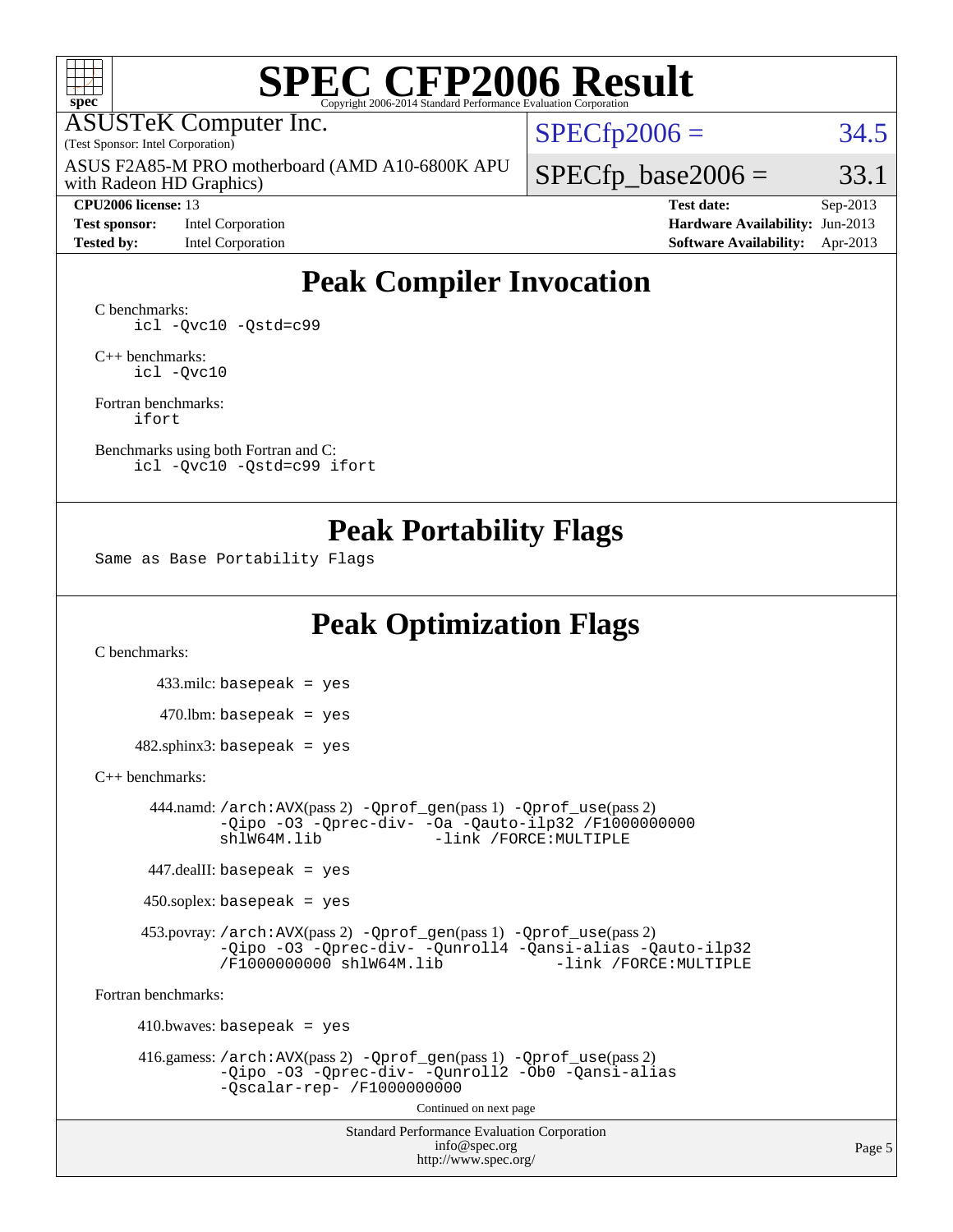# SPEC CFP2006 Result

Copyright 2006-2014 Standard Performance Evaluation Corporation

ASUSTeK Computer Inc.
(Test Sponsor: Intel Corporation)

ASUS F2A85-M PRO motherboard (AMD A10-6800K APU with Radeon HD Graphics)

SPECfp2006 = 34.5

SPECfp_base2006 = 33.1

| | | | |
|---|---|---|---|
| **CPU2006 license:** | 13 | **Test date:** | Sep-2013 |
| **Test sponsor:** | Intel Corporation | **Hardware Availability:** | Jun-2013 |
| **Tested by:** | Intel Corporation | **Software Availability:** | Apr-2013 |

## Peak Compiler Invocation

C benchmarks:
```
icl -Qvc10 -Qstd=c99
```

C++ benchmarks:
```
icl -Qvc10
```

Fortran benchmarks:
```
ifort
```

Benchmarks using both Fortran and C:
```
icl -Qvc10 -Qstd=c99 ifort
```

## Peak Portability Flags

Same as Base Portability Flags

## Peak Optimization Flags

C benchmarks:

433.milc: basepeak = yes

470.lbm: basepeak = yes

482.sphinx3: basepeak = yes

C++ benchmarks:

444.namd: /arch:AVX(pass 2) -Qprof_gen(pass 1) -Qprof_use(pass 2) -Qipo -O3 -Qprec-div- -Oa -Qauto-ilp32 /F1000000000 shlW64M.lib -link /FORCE:MULTIPLE

447.dealII: basepeak = yes

450.soplex: basepeak = yes

453.povray: /arch:AVX(pass 2) -Qprof_gen(pass 1) -Qprof_use(pass 2) -Qipo -O3 -Qprec-div- -Qunroll4 -Qansi-alias -Qauto-ilp32 /F1000000000 shlW64M.lib -link /FORCE:MULTIPLE

Fortran benchmarks:

410.bwaves: basepeak = yes

416.gamess: /arch:AVX(pass 2) -Qprof_gen(pass 1) -Qprof_use(pass 2) -Qipo -O3 -Qprec-div- -Qunroll2 -Ob0 -Qansi-alias -Qscalar-rep- /F1000000000

Continued on next page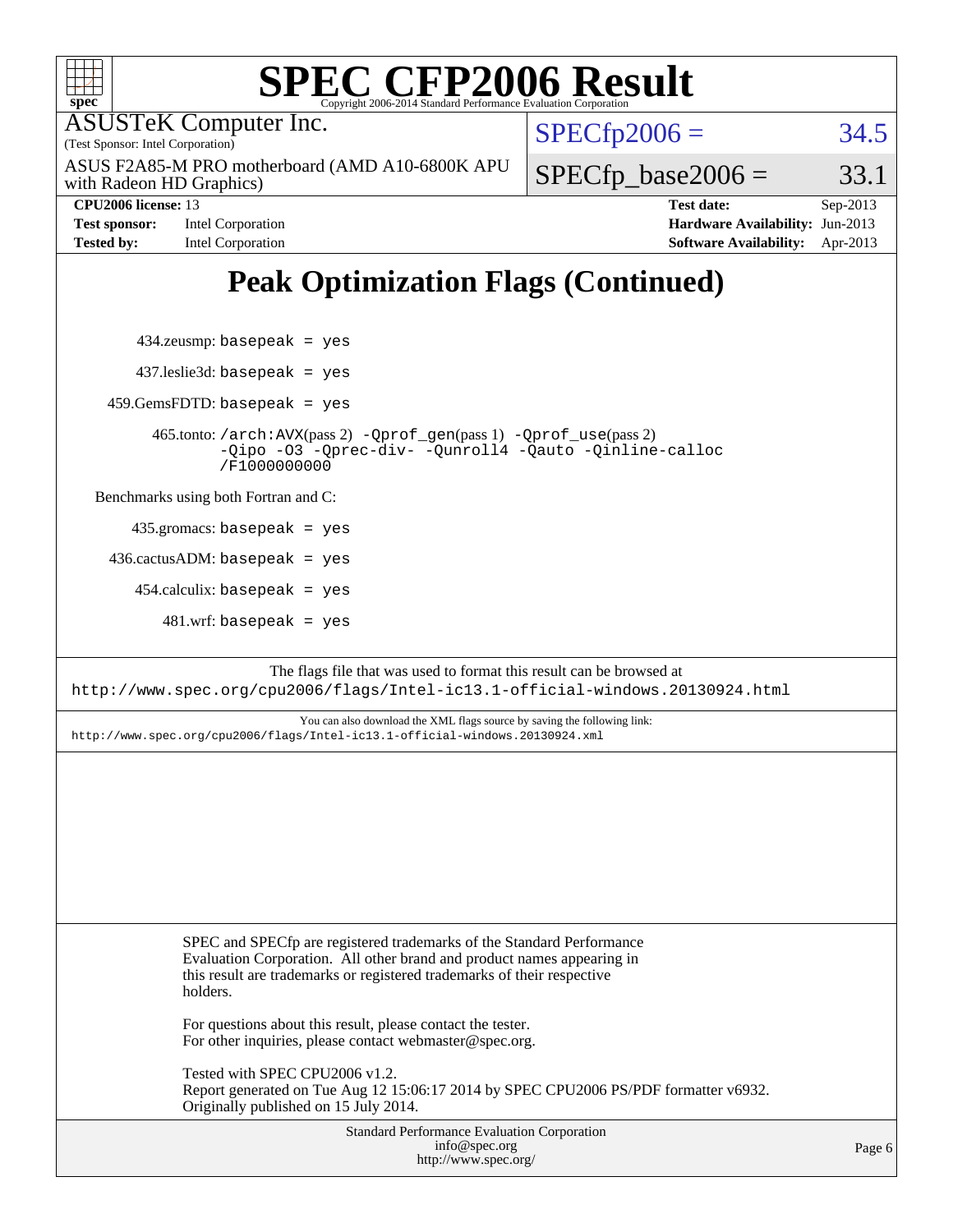# Peak Optimization Flags (Continued)

434.zeusmp: `basepeak = yes`

437.leslie3d: `basepeak = yes`

459.GemsFDTD: `basepeak = yes`

465.tonto: `/arch:AVX`(pass 2) `-Qprof_gen`(pass 1) `-Qprof_use`(pass 2) `-Qipo -O3 -Qprec-div- -Qunroll4 -Qauto -Qinline-calloc /F1000000000`

Benchmarks using both Fortran and C:

435.gromacs: `basepeak = yes`

436.cactusADM: `basepeak = yes`

454.calculix: `basepeak = yes`

481.wrf: `basepeak = yes`

The flags file that was used to format this result can be browsed at
http://www.spec.org/cpu2006/flags/Intel-ic13.1-official-windows.20130924.html

You can also download the XML flags source by saving the following link:
http://www.spec.org/cpu2006/flags/Intel-ic13.1-official-windows.20130924.xml

SPEC and SPECfp are registered trademarks of the Standard Performance Evaluation Corporation. All other brand and product names appearing in this result are trademarks or registered trademarks of their respective holders.

For questions about this result, please contact the tester.
For other inquiries, please contact webmaster@spec.org.

Tested with SPEC CPU2006 v1.2.
Report generated on Tue Aug 12 15:06:17 2014 by SPEC CPU2006 PS/PDF formatter v6932.
Originally published on 15 July 2014.